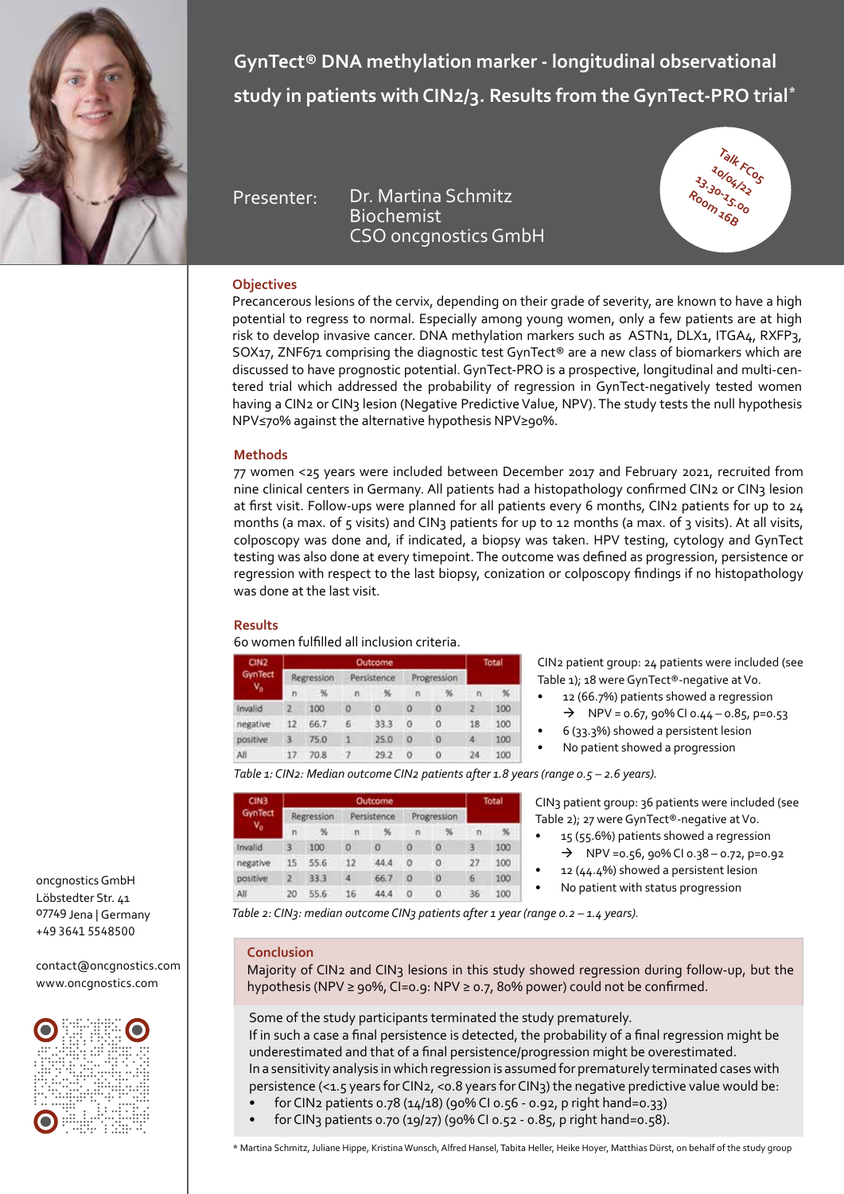# GynTect® DNA methylation marker - longitudinal observational study in patients with CIN2/3. Results from the GynTect-PRO trial*

Presenter: Dr. Martina Schmitz
Biochemist
CSO oncgnostics GmbH

Talk FC05
10/04/22
13.30-15.00
Room 16B

## Objectives

Precancerous lesions of the cervix, depending on their grade of severity, are known to have a high potential to regress to normal. Especially among young women, only a few patients are at high risk to develop invasive cancer. DNA methylation markers such as ASTN1, DLX1, ITGA4, RXFP3, SOX17, ZNF671 comprising the diagnostic test GynTect® are a new class of biomarkers which are discussed to have prognostic potential. GynTect-PRO is a prospective, longitudinal and multi-centered trial which addressed the probability of regression in GynTect-negatively tested women having a CIN2 or CIN3 lesion (Negative Predictive Value, NPV). The study tests the null hypothesis NPV≤70% against the alternative hypothesis NPV≥90%.

## Methods

77 women <25 years were included between December 2017 and February 2021, recruited from nine clinical centers in Germany. All patients had a histopathology confirmed CIN2 or CIN3 lesion at first visit. Follow-ups were planned for all patients every 6 months, CIN2 patients for up to 24 months (a max. of 5 visits) and CIN3 patients for up to 12 months (a max. of 3 visits). At all visits, colposcopy was done and, if indicated, a biopsy was taken. HPV testing, cytology and GynTect testing was also done at every timepoint. The outcome was defined as progression, persistence or regression with respect to the last biopsy, conization or colposcopy findings if no histopathology was done at the last visit.

## Results

60 women fulfilled all inclusion criteria.

| CIN2 GynTect $V_0$ | Outcome | | | | | | Total | |
|---|---|---|---|---|---|---|---|---|
| | Regression | | Persistence | | Progression | | | |
| | n | % | n | % | n | % | n | % |
| Invalid | 2 | 100 | 0 | 0 | 0 | 0 | 2 | 100 |
| negative | 12 | 66.7 | 6 | 33.3 | 0 | 0 | 18 | 100 |
| positive | 3 | 75.0 | 1 | 25.0 | 0 | 0 | 4 | 100 |
| All | 17 | 70.8 | 7 | 29.2 | 0 | 0 | 24 | 100 |

*Table 1: CIN2: Median outcome CIN2 patients after 1.8 years (range 0.5 – 2.6 years).*

CIN2 patient group: 24 patients were included (see Table 1); 18 were GynTect®-negative at Vo.

- 12 (66.7%) patients showed a regression
  → NPV = 0.67, 90% CI 0.44 – 0.85, p=0.53
- 6 (33.3%) showed a persistent lesion
- No patient showed a progression

| CIN3 GynTect $V_0$ | Outcome | | | | | | Total | |
|---|---|---|---|---|---|---|---|---|
| | Regression | | Persistence | | Progression | | | |
| | n | % | n | % | n | % | n | % |
| Invalid | 3 | 100 | 0 | 0 | 0 | 0 | 3 | 100 |
| negative | 15 | 55.6 | 12 | 44.4 | 0 | 0 | 27 | 100 |
| positive | 2 | 33.3 | 4 | 66.7 | 0 | 0 | 6 | 100 |
| All | 20 | 55.6 | 16 | 44.4 | 0 | 0 | 36 | 100 |

*Table 2: CIN3: median outcome CIN3 patients after 1 year (range 0.2 – 1.4 years).*

CIN3 patient group: 36 patients were included (see Table 2); 27 were GynTect®-negative at Vo.

- 15 (55.6%) patients showed a regression
  → NPV =0.56, 90% CI 0.38 – 0.72, p=0.92
- 12 (44.4%) showed a persistent lesion
- No patient with status progression

## Conclusion

Majority of CIN2 and CIN3 lesions in this study showed regression during follow-up, but the hypothesis (NPV ≥ 90%, CI=0.9: NPV ≥ 0.7, 80% power) could not be confirmed.

Some of the study participants terminated the study prematurely.
If in such a case a final persistence is detected, the probability of a final regression might be underestimated and that of a final persistence/progression might be overestimated.
In a sensitivity analysis in which regression is assumed for prematurely terminated cases with persistence (<1.5 years for CIN2, <0.8 years for CIN3) the negative predictive value would be:

- for CIN2 patients 0.78 (14/18) (90% CI 0.56 - 0.92, p right hand=0.33)
- for CIN3 patients 0.70 (19/27) (90% CI 0.52 - 0.85, p right hand=0.58).

oncgnostics GmbH
Löbstedter Str. 41
07749 Jena | Germany
+49 3641 5548500

contact@oncgnostics.com
www.oncgnostics.com

* Martina Schmitz, Juliane Hippe, Kristina Wunsch, Alfred Hansel, Tabita Heller, Heike Hoyer, Matthias Dürst, on behalf of the study group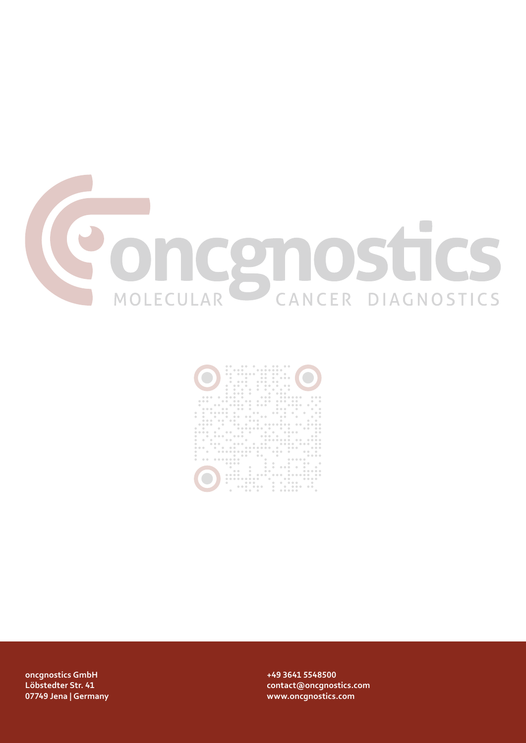oncgnostics

MOLECULAR CANCER DIAGNOSTICS

**oncgnostics GmbH**
**Löbstedter Str. 41**
**07749 Jena | Germany**

**+49 3641 5548500**
**contact@oncgnostics.com**
**www.oncgnostics.com**